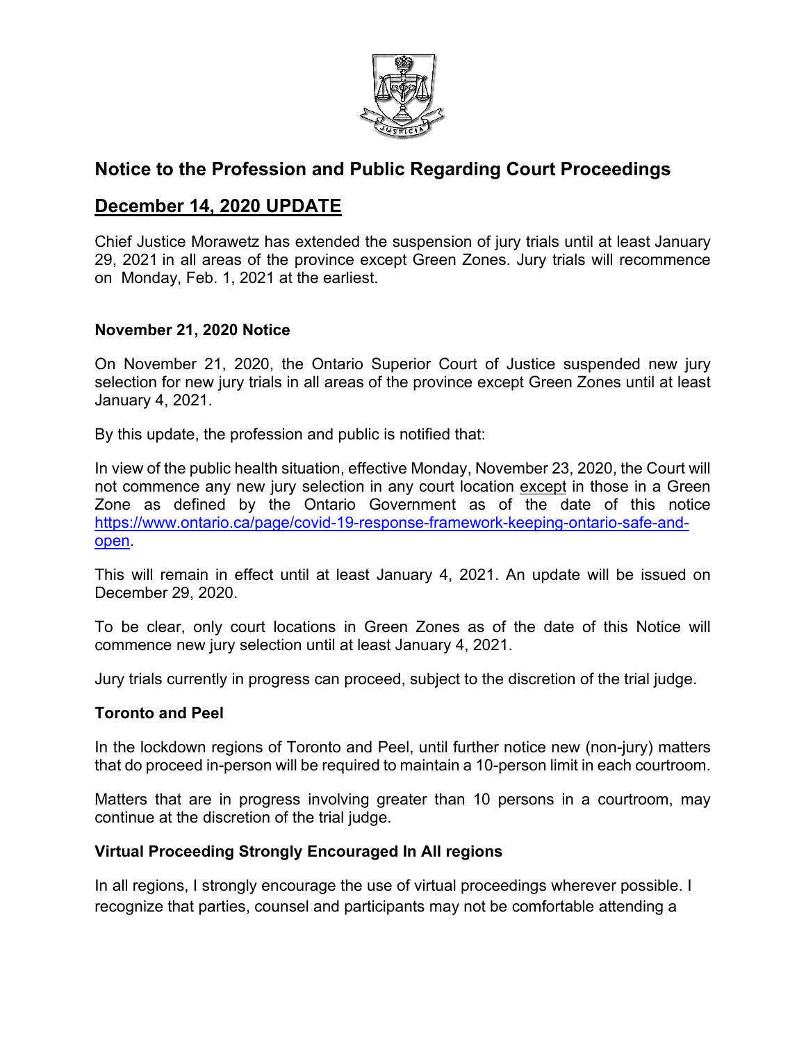## Notice to the Profession and Public Regarding Court Proceedings

## December 14, 2020 UPDATE

Chief Justice Morawetz has extended the suspension of jury trials until at least January 29, 2021 in all areas of the province except Green Zones. Jury trials will recommence on Monday, Feb. 1, 2021 at the earliest.

**November 21, 2020 Notice**

On November 21, 2020, the Ontario Superior Court of Justice suspended new jury selection for new jury trials in all areas of the province except Green Zones until at least January 4, 2021.

By this update, the profession and public is notified that:

In view of the public health situation, effective Monday, November 23, 2020, the Court will not commence any new jury selection in any court location except in those in a Green Zone as defined by the Ontario Government as of the date of this notice https://www.ontario.ca/page/covid-19-response-framework-keeping-ontario-safe-and-open.

This will remain in effect until at least January 4, 2021. An update will be issued on December 29, 2020.

To be clear, only court locations in Green Zones as of the date of this Notice will commence new jury selection until at least January 4, 2021.

Jury trials currently in progress can proceed, subject to the discretion of the trial judge.

**Toronto and Peel**

In the lockdown regions of Toronto and Peel, until further notice new (non-jury) matters that do proceed in-person will be required to maintain a 10-person limit in each courtroom.

Matters that are in progress involving greater than 10 persons in a courtroom, may continue at the discretion of the trial judge.

**Virtual Proceeding Strongly Encouraged In All regions**

In all regions, I strongly encourage the use of virtual proceedings wherever possible. I recognize that parties, counsel and participants may not be comfortable attending a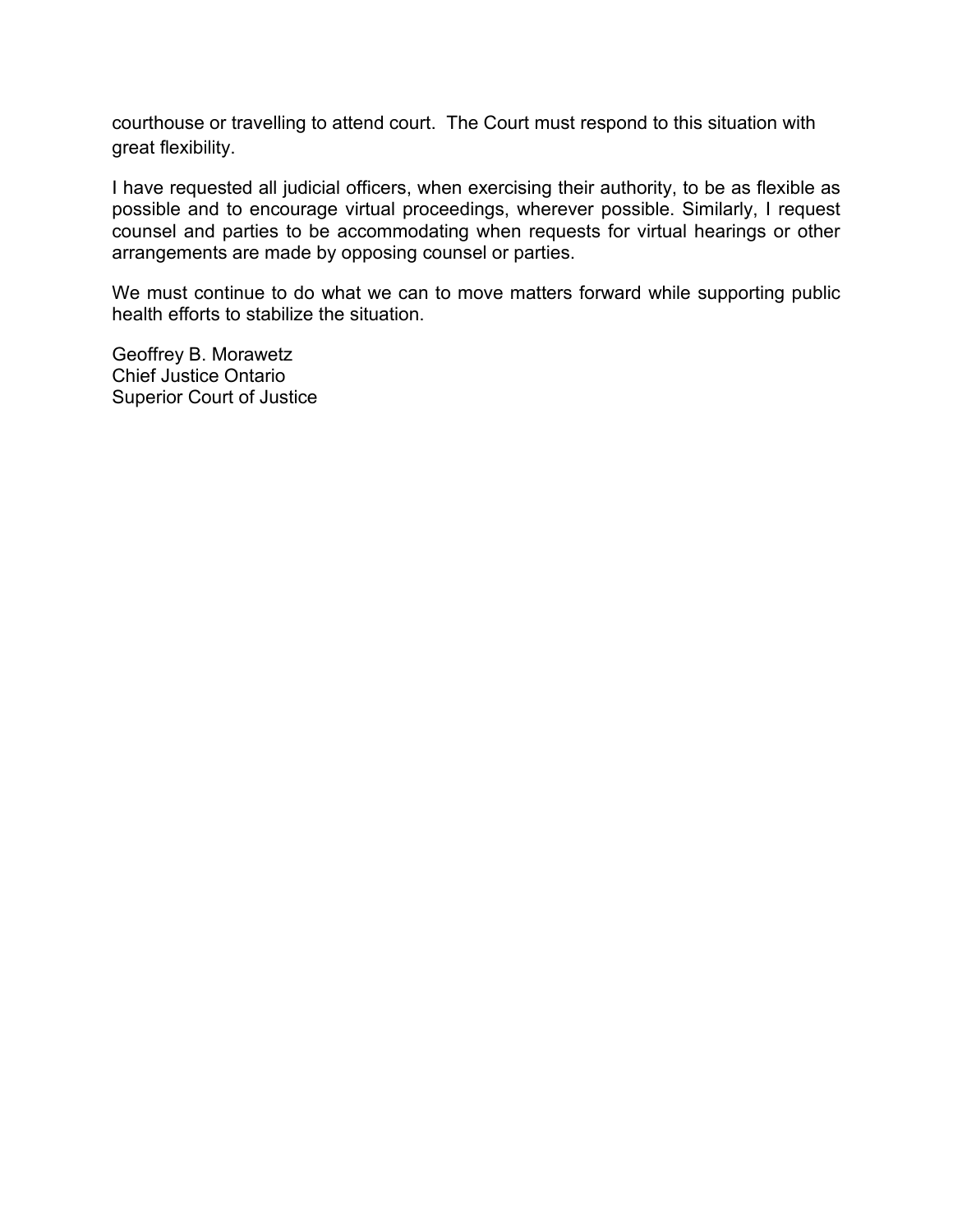courthouse or travelling to attend court. The Court must respond to this situation with great flexibility.

I have requested all judicial officers, when exercising their authority, to be as flexible as possible and to encourage virtual proceedings, wherever possible. Similarly, I request counsel and parties to be accommodating when requests for virtual hearings or other arrangements are made by opposing counsel or parties.

We must continue to do what we can to move matters forward while supporting public health efforts to stabilize the situation.

Geoffrey B. Morawetz  
Chief Justice Ontario  
Superior Court of Justice